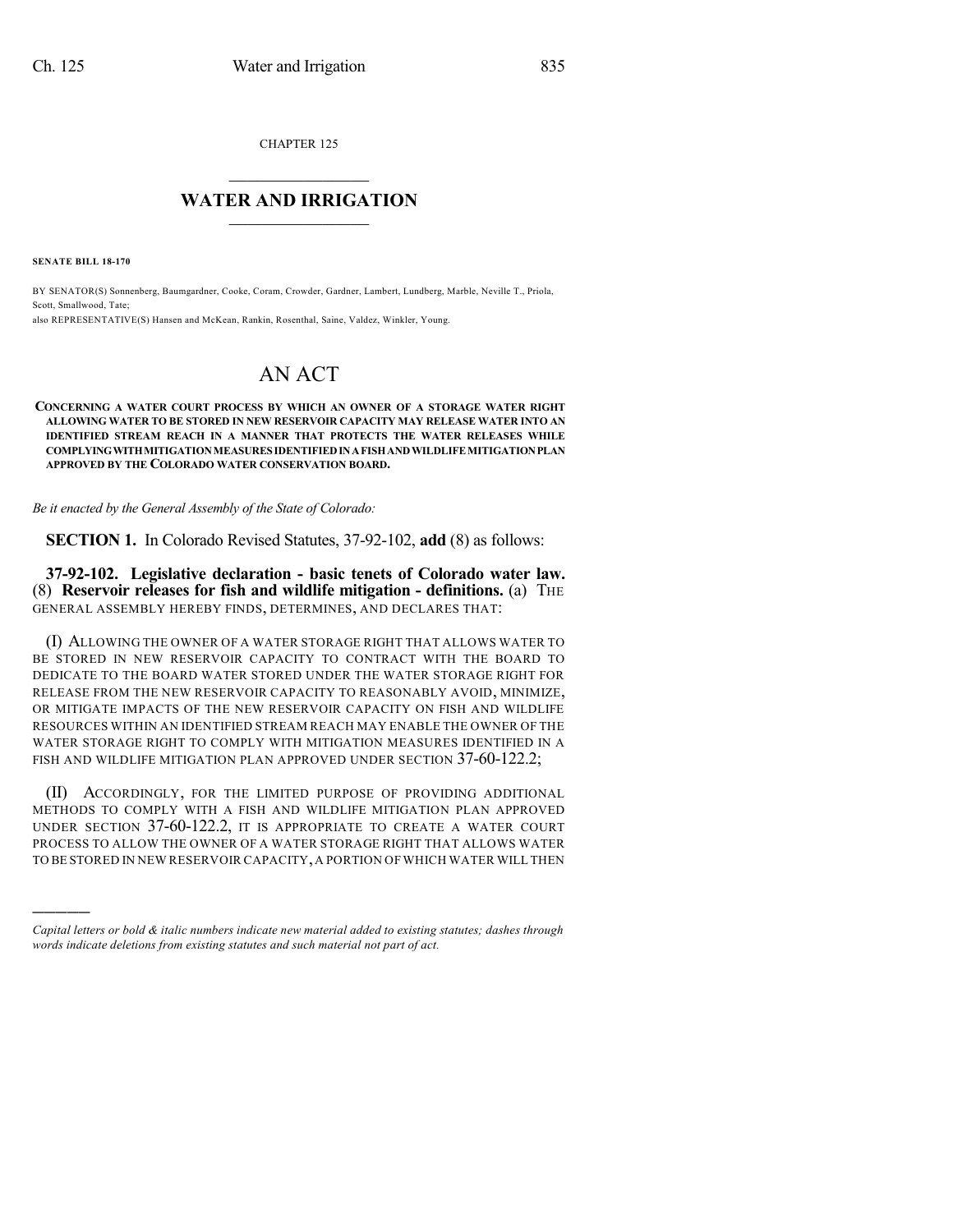CHAPTER 125

# WATER AND IRRIGATION

**SENATE BILL 18-170**

BY SENATOR(S) Sonnenberg, Baumgardner, Cooke, Coram, Crowder, Gardner, Lambert, Lundberg, Marble, Neville T., Priola, Scott, Smallwood, Tate;
also REPRESENTATIVE(S) Hansen and McKean, Rankin, Rosenthal, Saine, Valdez, Winkler, Young.

# AN ACT

**CONCERNING A WATER COURT PROCESS BY WHICH AN OWNER OF A STORAGE WATER RIGHT ALLOWING WATER TO BE STORED IN NEW RESERVOIR CAPACITY MAY RELEASE WATER INTO AN IDENTIFIED STREAM REACH IN A MANNER THAT PROTECTS THE WATER RELEASES WHILE COMPLYING WITH MITIGATION MEASURES IDENTIFIED IN A FISH AND WILDLIFE MITIGATION PLAN APPROVED BY THE COLORADO WATER CONSERVATION BOARD.**

*Be it enacted by the General Assembly of the State of Colorado:*

**SECTION 1.** In Colorado Revised Statutes, 37-92-102, **add** (8) as follows:

**37-92-102. Legislative declaration - basic tenets of Colorado water law.** (8) **Reservoir releases for fish and wildlife mitigation - definitions.** (a) THE GENERAL ASSEMBLY HEREBY FINDS, DETERMINES, AND DECLARES THAT:

(I) ALLOWING THE OWNER OF A WATER STORAGE RIGHT THAT ALLOWS WATER TO BE STORED IN NEW RESERVOIR CAPACITY TO CONTRACT WITH THE BOARD TO DEDICATE TO THE BOARD WATER STORED UNDER THE WATER STORAGE RIGHT FOR RELEASE FROM THE NEW RESERVOIR CAPACITY TO REASONABLY AVOID, MINIMIZE, OR MITIGATE IMPACTS OF THE NEW RESERVOIR CAPACITY ON FISH AND WILDLIFE RESOURCES WITHIN AN IDENTIFIED STREAM REACH MAY ENABLE THE OWNER OF THE WATER STORAGE RIGHT TO COMPLY WITH MITIGATION MEASURES IDENTIFIED IN A FISH AND WILDLIFE MITIGATION PLAN APPROVED UNDER SECTION 37-60-122.2;

(II) ACCORDINGLY, FOR THE LIMITED PURPOSE OF PROVIDING ADDITIONAL METHODS TO COMPLY WITH A FISH AND WILDLIFE MITIGATION PLAN APPROVED UNDER SECTION 37-60-122.2, IT IS APPROPRIATE TO CREATE A WATER COURT PROCESS TO ALLOW THE OWNER OF A WATER STORAGE RIGHT THAT ALLOWS WATER TO BE STORED IN NEW RESERVOIR CAPACITY, A PORTION OF WHICH WATER WILL THEN

---

*Capital letters or bold & italic numbers indicate new material added to existing statutes; dashes through words indicate deletions from existing statutes and such material not part of act.*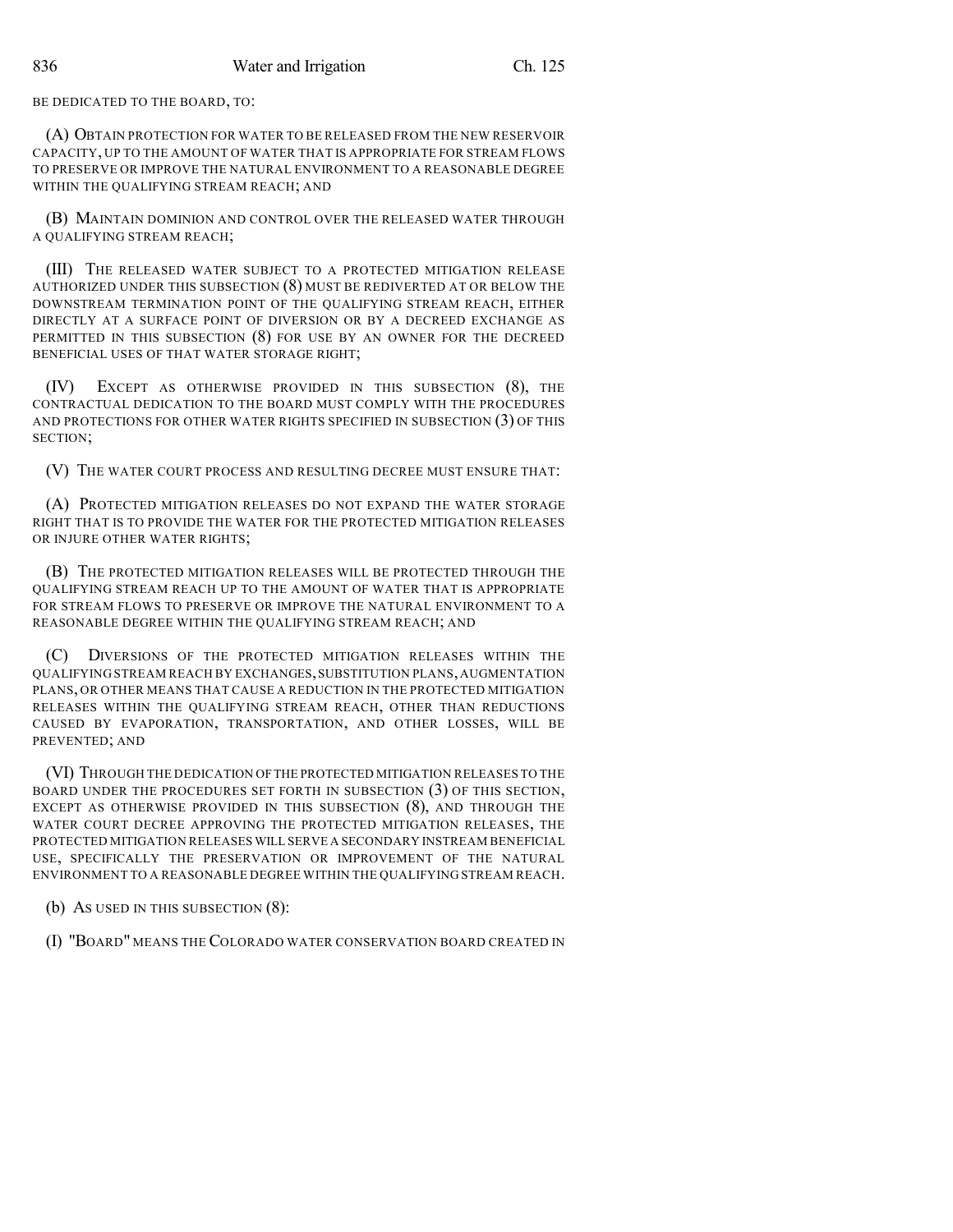BE DEDICATED TO THE BOARD, TO:

(A) OBTAIN PROTECTION FOR WATER TO BE RELEASED FROM THE NEW RESERVOIR CAPACITY, UP TO THE AMOUNT OF WATER THAT IS APPROPRIATE FOR STREAM FLOWS TO PRESERVE OR IMPROVE THE NATURAL ENVIRONMENT TO A REASONABLE DEGREE WITHIN THE QUALIFYING STREAM REACH; AND

(B) MAINTAIN DOMINION AND CONTROL OVER THE RELEASED WATER THROUGH A QUALIFYING STREAM REACH;

(III) THE RELEASED WATER SUBJECT TO A PROTECTED MITIGATION RELEASE AUTHORIZED UNDER THIS SUBSECTION (8) MUST BE REDIVERTED AT OR BELOW THE DOWNSTREAM TERMINATION POINT OF THE QUALIFYING STREAM REACH, EITHER DIRECTLY AT A SURFACE POINT OF DIVERSION OR BY A DECREED EXCHANGE AS PERMITTED IN THIS SUBSECTION (8) FOR USE BY AN OWNER FOR THE DECREED BENEFICIAL USES OF THAT WATER STORAGE RIGHT;

(IV) EXCEPT AS OTHERWISE PROVIDED IN THIS SUBSECTION (8), THE CONTRACTUAL DEDICATION TO THE BOARD MUST COMPLY WITH THE PROCEDURES AND PROTECTIONS FOR OTHER WATER RIGHTS SPECIFIED IN SUBSECTION (3) OF THIS SECTION;

(V) THE WATER COURT PROCESS AND RESULTING DECREE MUST ENSURE THAT:

(A) PROTECTED MITIGATION RELEASES DO NOT EXPAND THE WATER STORAGE RIGHT THAT IS TO PROVIDE THE WATER FOR THE PROTECTED MITIGATION RELEASES OR INJURE OTHER WATER RIGHTS;

(B) THE PROTECTED MITIGATION RELEASES WILL BE PROTECTED THROUGH THE QUALIFYING STREAM REACH UP TO THE AMOUNT OF WATER THAT IS APPROPRIATE FOR STREAM FLOWS TO PRESERVE OR IMPROVE THE NATURAL ENVIRONMENT TO A REASONABLE DEGREE WITHIN THE QUALIFYING STREAM REACH; AND

(C) DIVERSIONS OF THE PROTECTED MITIGATION RELEASES WITHIN THE QUALIFYING STREAM REACH BY EXCHANGES, SUBSTITUTION PLANS, AUGMENTATION PLANS, OR OTHER MEANS THAT CAUSE A REDUCTION IN THE PROTECTED MITIGATION RELEASES WITHIN THE QUALIFYING STREAM REACH, OTHER THAN REDUCTIONS CAUSED BY EVAPORATION, TRANSPORTATION, AND OTHER LOSSES, WILL BE PREVENTED; AND

(VI) THROUGH THE DEDICATION OF THE PROTECTED MITIGATION RELEASES TO THE BOARD UNDER THE PROCEDURES SET FORTH IN SUBSECTION (3) OF THIS SECTION, EXCEPT AS OTHERWISE PROVIDED IN THIS SUBSECTION (8), AND THROUGH THE WATER COURT DECREE APPROVING THE PROTECTED MITIGATION RELEASES, THE PROTECTED MITIGATION RELEASES WILL SERVE A SECONDARY INSTREAM BENEFICIAL USE, SPECIFICALLY THE PRESERVATION OR IMPROVEMENT OF THE NATURAL ENVIRONMENT TO A REASONABLE DEGREE WITHIN THE QUALIFYING STREAM REACH.

(b) AS USED IN THIS SUBSECTION (8):

(I) "BOARD" MEANS THE COLORADO WATER CONSERVATION BOARD CREATED IN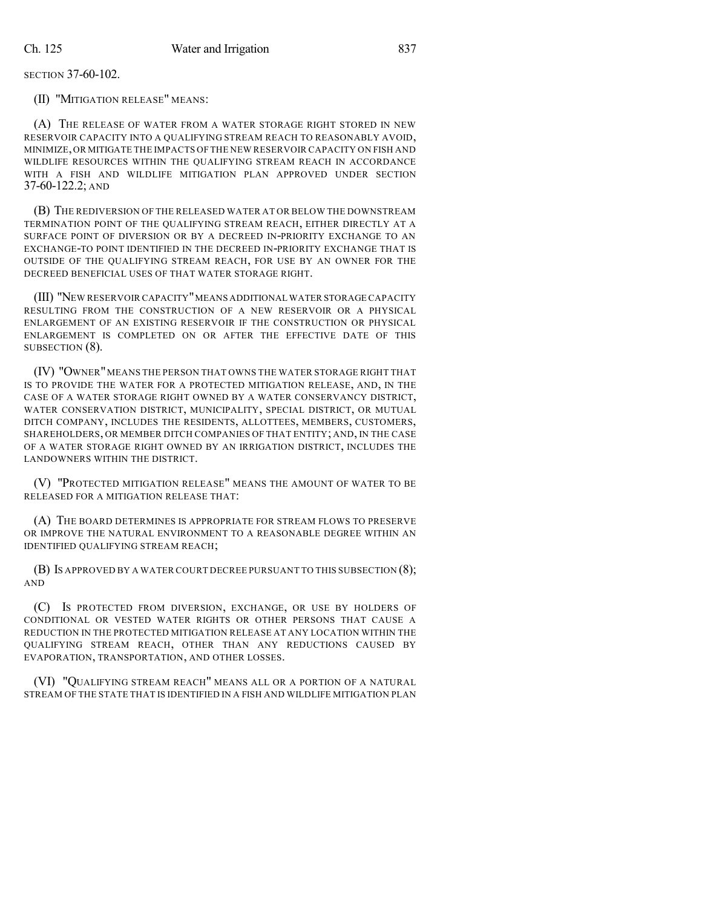SECTION 37-60-102.

(II) "MITIGATION RELEASE" MEANS:

(A) THE RELEASE OF WATER FROM A WATER STORAGE RIGHT STORED IN NEW RESERVOIR CAPACITY INTO A QUALIFYING STREAM REACH TO REASONABLY AVOID, MINIMIZE, OR MITIGATE THE IMPACTS OF THE NEW RESERVOIR CAPACITY ON FISH AND WILDLIFE RESOURCES WITHIN THE QUALIFYING STREAM REACH IN ACCORDANCE WITH A FISH AND WILDLIFE MITIGATION PLAN APPROVED UNDER SECTION 37-60-122.2; AND

(B) THE REDIVERSION OF THE RELEASED WATER AT OR BELOW THE DOWNSTREAM TERMINATION POINT OF THE QUALIFYING STREAM REACH, EITHER DIRECTLY AT A SURFACE POINT OF DIVERSION OR BY A DECREED IN-PRIORITY EXCHANGE TO AN EXCHANGE-TO POINT IDENTIFIED IN THE DECREED IN-PRIORITY EXCHANGE THAT IS OUTSIDE OF THE QUALIFYING STREAM REACH, FOR USE BY AN OWNER FOR THE DECREED BENEFICIAL USES OF THAT WATER STORAGE RIGHT.

(III) "NEW RESERVOIR CAPACITY" MEANS ADDITIONAL WATER STORAGE CAPACITY RESULTING FROM THE CONSTRUCTION OF A NEW RESERVOIR OR A PHYSICAL ENLARGEMENT OF AN EXISTING RESERVOIR IF THE CONSTRUCTION OR PHYSICAL ENLARGEMENT IS COMPLETED ON OR AFTER THE EFFECTIVE DATE OF THIS SUBSECTION (8).

(IV) "OWNER" MEANS THE PERSON THAT OWNS THE WATER STORAGE RIGHT THAT IS TO PROVIDE THE WATER FOR A PROTECTED MITIGATION RELEASE, AND, IN THE CASE OF A WATER STORAGE RIGHT OWNED BY A WATER CONSERVANCY DISTRICT, WATER CONSERVATION DISTRICT, MUNICIPALITY, SPECIAL DISTRICT, OR MUTUAL DITCH COMPANY, INCLUDES THE RESIDENTS, ALLOTTEES, MEMBERS, CUSTOMERS, SHAREHOLDERS, OR MEMBER DITCH COMPANIES OF THAT ENTITY; AND, IN THE CASE OF A WATER STORAGE RIGHT OWNED BY AN IRRIGATION DISTRICT, INCLUDES THE LANDOWNERS WITHIN THE DISTRICT.

(V) "PROTECTED MITIGATION RELEASE" MEANS THE AMOUNT OF WATER TO BE RELEASED FOR A MITIGATION RELEASE THAT:

(A) THE BOARD DETERMINES IS APPROPRIATE FOR STREAM FLOWS TO PRESERVE OR IMPROVE THE NATURAL ENVIRONMENT TO A REASONABLE DEGREE WITHIN AN IDENTIFIED QUALIFYING STREAM REACH;

(B) IS APPROVED BY A WATER COURT DECREE PURSUANT TO THIS SUBSECTION (8); AND

(C) IS PROTECTED FROM DIVERSION, EXCHANGE, OR USE BY HOLDERS OF CONDITIONAL OR VESTED WATER RIGHTS OR OTHER PERSONS THAT CAUSE A REDUCTION IN THE PROTECTED MITIGATION RELEASE AT ANY LOCATION WITHIN THE QUALIFYING STREAM REACH, OTHER THAN ANY REDUCTIONS CAUSED BY EVAPORATION, TRANSPORTATION, AND OTHER LOSSES.

(VI) "QUALIFYING STREAM REACH" MEANS ALL OR A PORTION OF A NATURAL STREAM OF THE STATE THAT IS IDENTIFIED IN A FISH AND WILDLIFE MITIGATION PLAN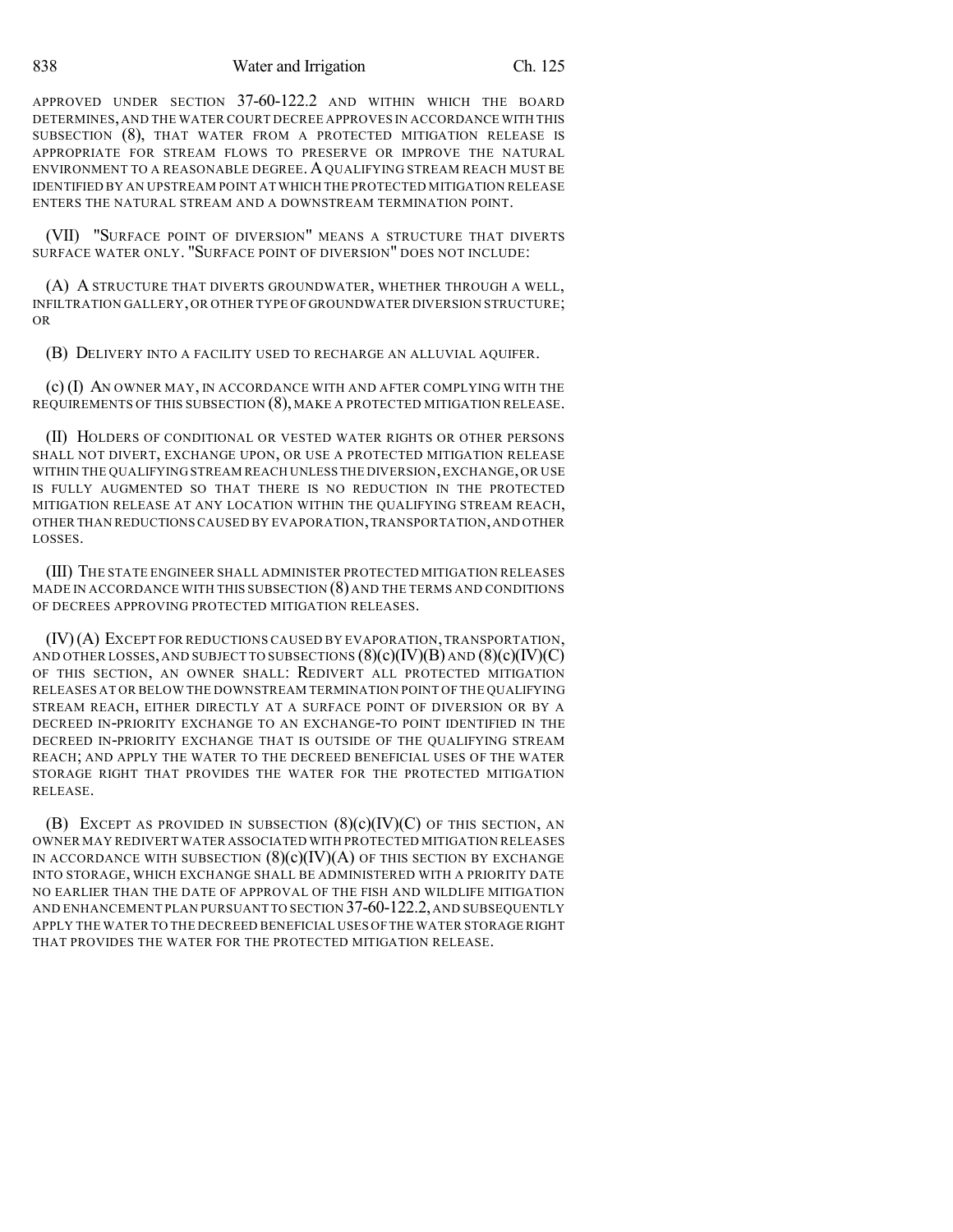APPROVED UNDER SECTION 37-60-122.2 AND WITHIN WHICH THE BOARD DETERMINES, AND THE WATER COURT DECREE APPROVES IN ACCORDANCE WITH THIS SUBSECTION (8), THAT WATER FROM A PROTECTED MITIGATION RELEASE IS APPROPRIATE FOR STREAM FLOWS TO PRESERVE OR IMPROVE THE NATURAL ENVIRONMENT TO A REASONABLE DEGREE. A QUALIFYING STREAM REACH MUST BE IDENTIFIED BY AN UPSTREAM POINT AT WHICH THE PROTECTED MITIGATION RELEASE ENTERS THE NATURAL STREAM AND A DOWNSTREAM TERMINATION POINT.

(VII) "SURFACE POINT OF DIVERSION" MEANS A STRUCTURE THAT DIVERTS SURFACE WATER ONLY. "SURFACE POINT OF DIVERSION" DOES NOT INCLUDE:

(A) A STRUCTURE THAT DIVERTS GROUNDWATER, WHETHER THROUGH A WELL, INFILTRATION GALLERY, OR OTHER TYPE OF GROUNDWATER DIVERSION STRUCTURE; OR

(B) DELIVERY INTO A FACILITY USED TO RECHARGE AN ALLUVIAL AQUIFER.

(c) (I) AN OWNER MAY, IN ACCORDANCE WITH AND AFTER COMPLYING WITH THE REQUIREMENTS OF THIS SUBSECTION (8), MAKE A PROTECTED MITIGATION RELEASE.

(II) HOLDERS OF CONDITIONAL OR VESTED WATER RIGHTS OR OTHER PERSONS SHALL NOT DIVERT, EXCHANGE UPON, OR USE A PROTECTED MITIGATION RELEASE WITHIN THE QUALIFYING STREAM REACH UNLESS THE DIVERSION, EXCHANGE, OR USE IS FULLY AUGMENTED SO THAT THERE IS NO REDUCTION IN THE PROTECTED MITIGATION RELEASE AT ANY LOCATION WITHIN THE QUALIFYING STREAM REACH, OTHER THAN REDUCTIONS CAUSED BY EVAPORATION, TRANSPORTATION, AND OTHER LOSSES.

(III) THE STATE ENGINEER SHALL ADMINISTER PROTECTED MITIGATION RELEASES MADE IN ACCORDANCE WITH THIS SUBSECTION (8) AND THE TERMS AND CONDITIONS OF DECREES APPROVING PROTECTED MITIGATION RELEASES.

(IV) (A) EXCEPT FOR REDUCTIONS CAUSED BY EVAPORATION, TRANSPORTATION, AND OTHER LOSSES, AND SUBJECT TO SUBSECTIONS (8)(c)(IV)(B) AND (8)(c)(IV)(C) OF THIS SECTION, AN OWNER SHALL: REDIVERT ALL PROTECTED MITIGATION RELEASES AT OR BELOW THE DOWNSTREAM TERMINATION POINT OF THE QUALIFYING STREAM REACH, EITHER DIRECTLY AT A SURFACE POINT OF DIVERSION OR BY A DECREED IN-PRIORITY EXCHANGE TO AN EXCHANGE-TO POINT IDENTIFIED IN THE DECREED IN-PRIORITY EXCHANGE THAT IS OUTSIDE OF THE QUALIFYING STREAM REACH; AND APPLY THE WATER TO THE DECREED BENEFICIAL USES OF THE WATER STORAGE RIGHT THAT PROVIDES THE WATER FOR THE PROTECTED MITIGATION RELEASE.

(B) EXCEPT AS PROVIDED IN SUBSECTION (8)(c)(IV)(C) OF THIS SECTION, AN OWNER MAY REDIVERT WATER ASSOCIATED WITH PROTECTED MITIGATION RELEASES IN ACCORDANCE WITH SUBSECTION (8)(c)(IV)(A) OF THIS SECTION BY EXCHANGE INTO STORAGE, WHICH EXCHANGE SHALL BE ADMINISTERED WITH A PRIORITY DATE NO EARLIER THAN THE DATE OF APPROVAL OF THE FISH AND WILDLIFE MITIGATION AND ENHANCEMENT PLAN PURSUANT TO SECTION 37-60-122.2, AND SUBSEQUENTLY APPLY THE WATER TO THE DECREED BENEFICIAL USES OF THE WATER STORAGE RIGHT THAT PROVIDES THE WATER FOR THE PROTECTED MITIGATION RELEASE.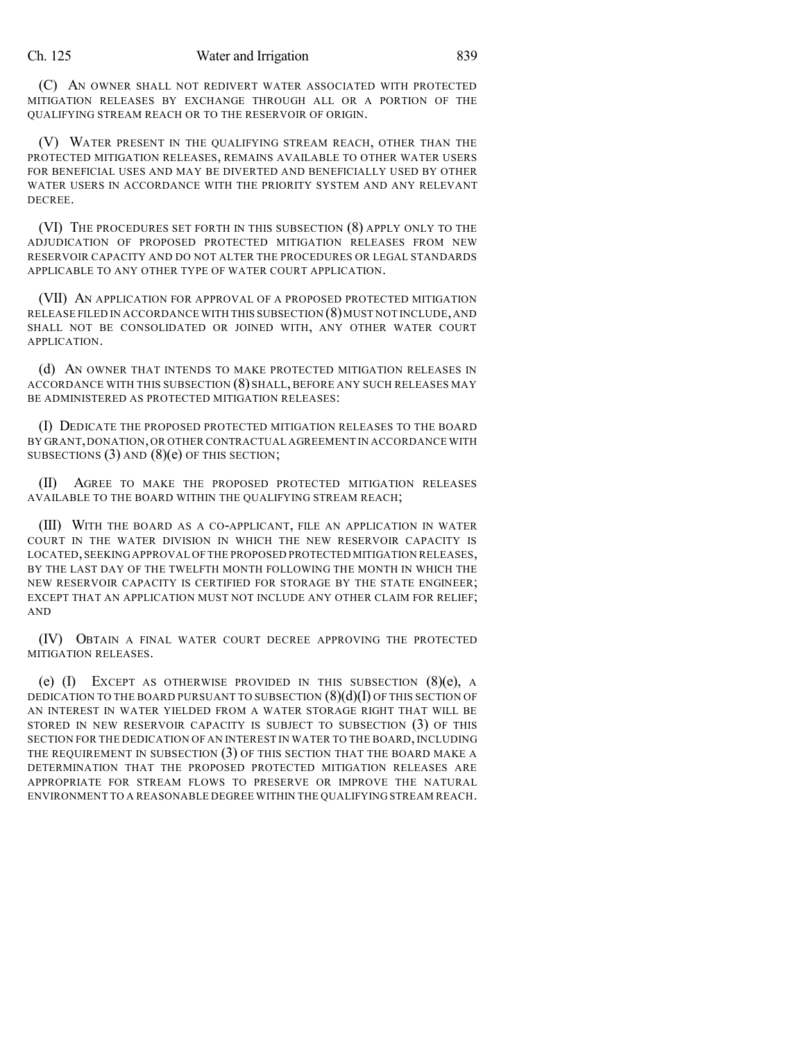(C) AN OWNER SHALL NOT REDIVERT WATER ASSOCIATED WITH PROTECTED MITIGATION RELEASES BY EXCHANGE THROUGH ALL OR A PORTION OF THE QUALIFYING STREAM REACH OR TO THE RESERVOIR OF ORIGIN.

(V) WATER PRESENT IN THE QUALIFYING STREAM REACH, OTHER THAN THE PROTECTED MITIGATION RELEASES, REMAINS AVAILABLE TO OTHER WATER USERS FOR BENEFICIAL USES AND MAY BE DIVERTED AND BENEFICIALLY USED BY OTHER WATER USERS IN ACCORDANCE WITH THE PRIORITY SYSTEM AND ANY RELEVANT DECREE.

(VI) THE PROCEDURES SET FORTH IN THIS SUBSECTION (8) APPLY ONLY TO THE ADJUDICATION OF PROPOSED PROTECTED MITIGATION RELEASES FROM NEW RESERVOIR CAPACITY AND DO NOT ALTER THE PROCEDURES OR LEGAL STANDARDS APPLICABLE TO ANY OTHER TYPE OF WATER COURT APPLICATION.

(VII) AN APPLICATION FOR APPROVAL OF A PROPOSED PROTECTED MITIGATION RELEASE FILED IN ACCORDANCE WITH THIS SUBSECTION (8) MUST NOT INCLUDE, AND SHALL NOT BE CONSOLIDATED OR JOINED WITH, ANY OTHER WATER COURT APPLICATION.

(d) AN OWNER THAT INTENDS TO MAKE PROTECTED MITIGATION RELEASES IN ACCORDANCE WITH THIS SUBSECTION (8) SHALL, BEFORE ANY SUCH RELEASES MAY BE ADMINISTERED AS PROTECTED MITIGATION RELEASES:

(I) DEDICATE THE PROPOSED PROTECTED MITIGATION RELEASES TO THE BOARD BY GRANT, DONATION, OR OTHER CONTRACTUAL AGREEMENT IN ACCORDANCE WITH SUBSECTIONS (3) AND (8)(e) OF THIS SECTION;

(II) AGREE TO MAKE THE PROPOSED PROTECTED MITIGATION RELEASES AVAILABLE TO THE BOARD WITHIN THE QUALIFYING STREAM REACH;

(III) WITH THE BOARD AS A CO-APPLICANT, FILE AN APPLICATION IN WATER COURT IN THE WATER DIVISION IN WHICH THE NEW RESERVOIR CAPACITY IS LOCATED, SEEKING APPROVAL OF THE PROPOSED PROTECTED MITIGATION RELEASES, BY THE LAST DAY OF THE TWELFTH MONTH FOLLOWING THE MONTH IN WHICH THE NEW RESERVOIR CAPACITY IS CERTIFIED FOR STORAGE BY THE STATE ENGINEER; EXCEPT THAT AN APPLICATION MUST NOT INCLUDE ANY OTHER CLAIM FOR RELIEF; AND

(IV) OBTAIN A FINAL WATER COURT DECREE APPROVING THE PROTECTED MITIGATION RELEASES.

(e) (I) EXCEPT AS OTHERWISE PROVIDED IN THIS SUBSECTION (8)(e), A DEDICATION TO THE BOARD PURSUANT TO SUBSECTION (8)(d)(I) OF THIS SECTION OF AN INTEREST IN WATER YIELDED FROM A WATER STORAGE RIGHT THAT WILL BE STORED IN NEW RESERVOIR CAPACITY IS SUBJECT TO SUBSECTION (3) OF THIS SECTION FOR THE DEDICATION OF AN INTEREST IN WATER TO THE BOARD, INCLUDING THE REQUIREMENT IN SUBSECTION (3) OF THIS SECTION THAT THE BOARD MAKE A DETERMINATION THAT THE PROPOSED PROTECTED MITIGATION RELEASES ARE APPROPRIATE FOR STREAM FLOWS TO PRESERVE OR IMPROVE THE NATURAL ENVIRONMENT TO A REASONABLE DEGREE WITHIN THE QUALIFYING STREAM REACH.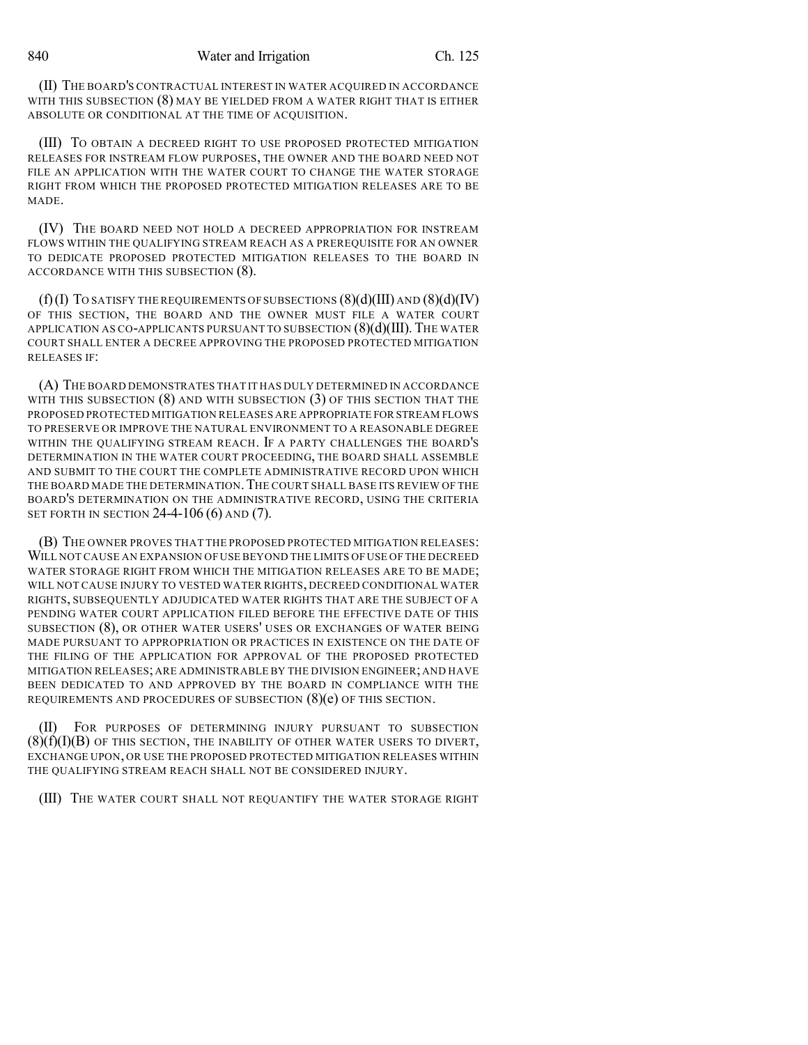(II) THE BOARD'S CONTRACTUAL INTEREST IN WATER ACQUIRED IN ACCORDANCE WITH THIS SUBSECTION (8) MAY BE YIELDED FROM A WATER RIGHT THAT IS EITHER ABSOLUTE OR CONDITIONAL AT THE TIME OF ACQUISITION.

(III) TO OBTAIN A DECREED RIGHT TO USE PROPOSED PROTECTED MITIGATION RELEASES FOR INSTREAM FLOW PURPOSES, THE OWNER AND THE BOARD NEED NOT FILE AN APPLICATION WITH THE WATER COURT TO CHANGE THE WATER STORAGE RIGHT FROM WHICH THE PROPOSED PROTECTED MITIGATION RELEASES ARE TO BE MADE.

(IV) THE BOARD NEED NOT HOLD A DECREED APPROPRIATION FOR INSTREAM FLOWS WITHIN THE QUALIFYING STREAM REACH AS A PREREQUISITE FOR AN OWNER TO DEDICATE PROPOSED PROTECTED MITIGATION RELEASES TO THE BOARD IN ACCORDANCE WITH THIS SUBSECTION (8).

(f) (I) TO SATISFY THE REQUIREMENTS OF SUBSECTIONS (8)(d)(III) AND (8)(d)(IV) OF THIS SECTION, THE BOARD AND THE OWNER MUST FILE A WATER COURT APPLICATION AS CO-APPLICANTS PURSUANT TO SUBSECTION (8)(d)(III). THE WATER COURT SHALL ENTER A DECREE APPROVING THE PROPOSED PROTECTED MITIGATION RELEASES IF:

(A) THE BOARD DEMONSTRATES THAT IT HAS DULY DETERMINED IN ACCORDANCE WITH THIS SUBSECTION (8) AND WITH SUBSECTION (3) OF THIS SECTION THAT THE PROPOSED PROTECTED MITIGATION RELEASES ARE APPROPRIATE FOR STREAM FLOWS TO PRESERVE OR IMPROVE THE NATURAL ENVIRONMENT TO A REASONABLE DEGREE WITHIN THE QUALIFYING STREAM REACH. IF A PARTY CHALLENGES THE BOARD'S DETERMINATION IN THE WATER COURT PROCEEDING, THE BOARD SHALL ASSEMBLE AND SUBMIT TO THE COURT THE COMPLETE ADMINISTRATIVE RECORD UPON WHICH THE BOARD MADE THE DETERMINATION. THE COURT SHALL BASE ITS REVIEW OF THE BOARD'S DETERMINATION ON THE ADMINISTRATIVE RECORD, USING THE CRITERIA SET FORTH IN SECTION 24-4-106 (6) AND (7).

(B) THE OWNER PROVES THAT THE PROPOSED PROTECTED MITIGATION RELEASES: WILL NOT CAUSE AN EXPANSION OF USE BEYOND THE LIMITS OF USE OF THE DECREED WATER STORAGE RIGHT FROM WHICH THE MITIGATION RELEASES ARE TO BE MADE; WILL NOT CAUSE INJURY TO VESTED WATER RIGHTS, DECREED CONDITIONAL WATER RIGHTS, SUBSEQUENTLY ADJUDICATED WATER RIGHTS THAT ARE THE SUBJECT OF A PENDING WATER COURT APPLICATION FILED BEFORE THE EFFECTIVE DATE OF THIS SUBSECTION (8), OR OTHER WATER USERS' USES OR EXCHANGES OF WATER BEING MADE PURSUANT TO APPROPRIATION OR PRACTICES IN EXISTENCE ON THE DATE OF THE FILING OF THE APPLICATION FOR APPROVAL OF THE PROPOSED PROTECTED MITIGATION RELEASES; ARE ADMINISTRABLE BY THE DIVISION ENGINEER; AND HAVE BEEN DEDICATED TO AND APPROVED BY THE BOARD IN COMPLIANCE WITH THE REQUIREMENTS AND PROCEDURES OF SUBSECTION (8)(e) OF THIS SECTION.

(II) FOR PURPOSES OF DETERMINING INJURY PURSUANT TO SUBSECTION (8)(f)(I)(B) OF THIS SECTION, THE INABILITY OF OTHER WATER USERS TO DIVERT, EXCHANGE UPON, OR USE THE PROPOSED PROTECTED MITIGATION RELEASES WITHIN THE QUALIFYING STREAM REACH SHALL NOT BE CONSIDERED INJURY.

(III) THE WATER COURT SHALL NOT REQUANTIFY THE WATER STORAGE RIGHT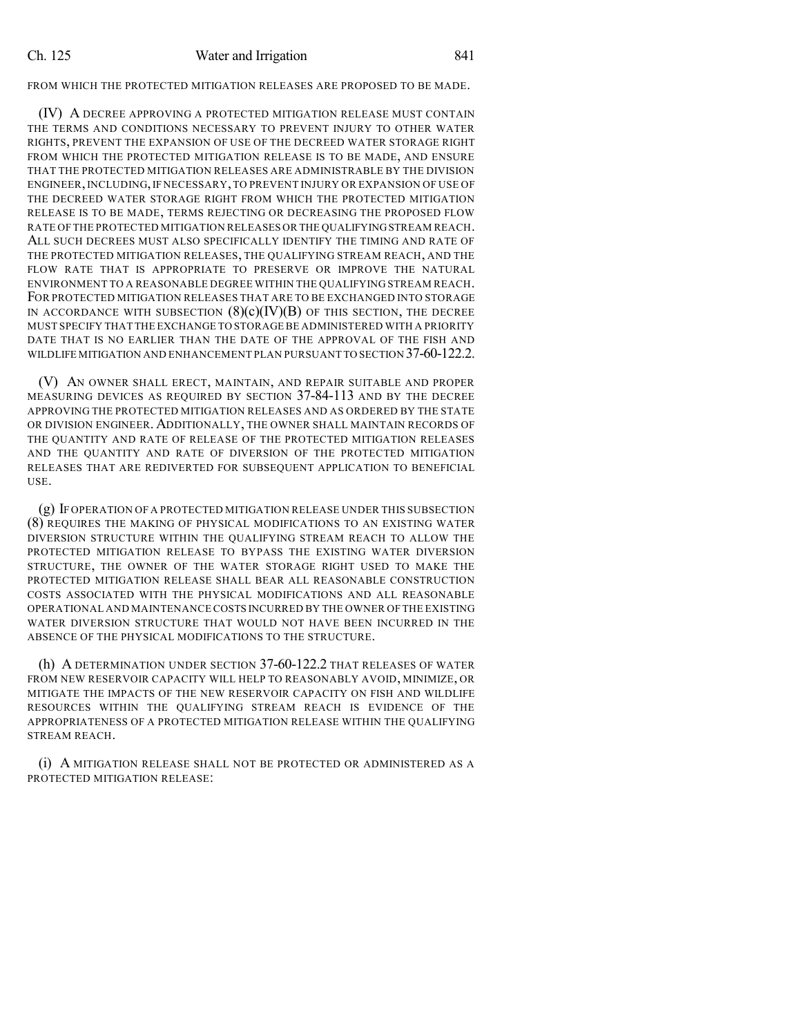FROM WHICH THE PROTECTED MITIGATION RELEASES ARE PROPOSED TO BE MADE.

(IV) A DECREE APPROVING A PROTECTED MITIGATION RELEASE MUST CONTAIN THE TERMS AND CONDITIONS NECESSARY TO PREVENT INJURY TO OTHER WATER RIGHTS, PREVENT THE EXPANSION OF USE OF THE DECREED WATER STORAGE RIGHT FROM WHICH THE PROTECTED MITIGATION RELEASE IS TO BE MADE, AND ENSURE THAT THE PROTECTED MITIGATION RELEASES ARE ADMINISTRABLE BY THE DIVISION ENGINEER, INCLUDING, IF NECESSARY, TO PREVENT INJURY OR EXPANSION OF USE OF THE DECREED WATER STORAGE RIGHT FROM WHICH THE PROTECTED MITIGATION RELEASE IS TO BE MADE, TERMS REJECTING OR DECREASING THE PROPOSED FLOW RATE OF THE PROTECTED MITIGATION RELEASES OR THE QUALIFYING STREAM REACH. ALL SUCH DECREES MUST ALSO SPECIFICALLY IDENTIFY THE TIMING AND RATE OF THE PROTECTED MITIGATION RELEASES, THE QUALIFYING STREAM REACH, AND THE FLOW RATE THAT IS APPROPRIATE TO PRESERVE OR IMPROVE THE NATURAL ENVIRONMENT TO A REASONABLE DEGREE WITHIN THE QUALIFYING STREAM REACH. FOR PROTECTED MITIGATION RELEASES THAT ARE TO BE EXCHANGED INTO STORAGE IN ACCORDANCE WITH SUBSECTION (8)(c)(IV)(B) OF THIS SECTION, THE DECREE MUST SPECIFY THAT THE EXCHANGE TO STORAGE BE ADMINISTERED WITH A PRIORITY DATE THAT IS NO EARLIER THAN THE DATE OF THE APPROVAL OF THE FISH AND WILDLIFE MITIGATION AND ENHANCEMENT PLAN PURSUANT TO SECTION 37-60-122.2.

(V) AN OWNER SHALL ERECT, MAINTAIN, AND REPAIR SUITABLE AND PROPER MEASURING DEVICES AS REQUIRED BY SECTION 37-84-113 AND BY THE DECREE APPROVING THE PROTECTED MITIGATION RELEASES AND AS ORDERED BY THE STATE OR DIVISION ENGINEER. ADDITIONALLY, THE OWNER SHALL MAINTAIN RECORDS OF THE QUANTITY AND RATE OF RELEASE OF THE PROTECTED MITIGATION RELEASES AND THE QUANTITY AND RATE OF DIVERSION OF THE PROTECTED MITIGATION RELEASES THAT ARE REDIVERTED FOR SUBSEQUENT APPLICATION TO BENEFICIAL USE.

(g) IF OPERATION OF A PROTECTED MITIGATION RELEASE UNDER THIS SUBSECTION (8) REQUIRES THE MAKING OF PHYSICAL MODIFICATIONS TO AN EXISTING WATER DIVERSION STRUCTURE WITHIN THE QUALIFYING STREAM REACH TO ALLOW THE PROTECTED MITIGATION RELEASE TO BYPASS THE EXISTING WATER DIVERSION STRUCTURE, THE OWNER OF THE WATER STORAGE RIGHT USED TO MAKE THE PROTECTED MITIGATION RELEASE SHALL BEAR ALL REASONABLE CONSTRUCTION COSTS ASSOCIATED WITH THE PHYSICAL MODIFICATIONS AND ALL REASONABLE OPERATIONAL AND MAINTENANCE COSTS INCURRED BY THE OWNER OF THE EXISTING WATER DIVERSION STRUCTURE THAT WOULD NOT HAVE BEEN INCURRED IN THE ABSENCE OF THE PHYSICAL MODIFICATIONS TO THE STRUCTURE.

(h) A DETERMINATION UNDER SECTION 37-60-122.2 THAT RELEASES OF WATER FROM NEW RESERVOIR CAPACITY WILL HELP TO REASONABLY AVOID, MINIMIZE, OR MITIGATE THE IMPACTS OF THE NEW RESERVOIR CAPACITY ON FISH AND WILDLIFE RESOURCES WITHIN THE QUALIFYING STREAM REACH IS EVIDENCE OF THE APPROPRIATENESS OF A PROTECTED MITIGATION RELEASE WITHIN THE QUALIFYING STREAM REACH.

(i) A MITIGATION RELEASE SHALL NOT BE PROTECTED OR ADMINISTERED AS A PROTECTED MITIGATION RELEASE: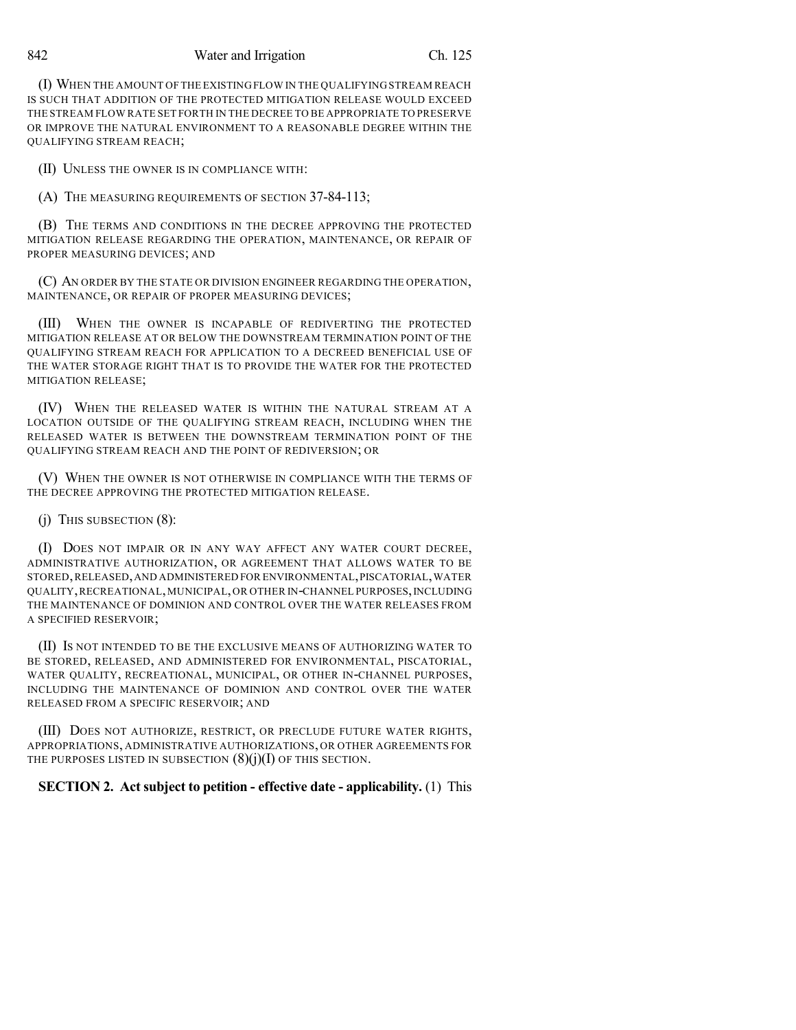(I) WHEN THE AMOUNT OF THE EXISTING FLOW IN THE QUALIFYING STREAM REACH IS SUCH THAT ADDITION OF THE PROTECTED MITIGATION RELEASE WOULD EXCEED THE STREAM FLOW RATE SET FORTH IN THE DECREE TO BE APPROPRIATE TO PRESERVE OR IMPROVE THE NATURAL ENVIRONMENT TO A REASONABLE DEGREE WITHIN THE QUALIFYING STREAM REACH;

(II) UNLESS THE OWNER IS IN COMPLIANCE WITH:

(A) THE MEASURING REQUIREMENTS OF SECTION 37-84-113;

(B) THE TERMS AND CONDITIONS IN THE DECREE APPROVING THE PROTECTED MITIGATION RELEASE REGARDING THE OPERATION, MAINTENANCE, OR REPAIR OF PROPER MEASURING DEVICES; AND

(C) AN ORDER BY THE STATE OR DIVISION ENGINEER REGARDING THE OPERATION, MAINTENANCE, OR REPAIR OF PROPER MEASURING DEVICES;

(III) WHEN THE OWNER IS INCAPABLE OF REDIVERTING THE PROTECTED MITIGATION RELEASE AT OR BELOW THE DOWNSTREAM TERMINATION POINT OF THE QUALIFYING STREAM REACH FOR APPLICATION TO A DECREED BENEFICIAL USE OF THE WATER STORAGE RIGHT THAT IS TO PROVIDE THE WATER FOR THE PROTECTED MITIGATION RELEASE;

(IV) WHEN THE RELEASED WATER IS WITHIN THE NATURAL STREAM AT A LOCATION OUTSIDE OF THE QUALIFYING STREAM REACH, INCLUDING WHEN THE RELEASED WATER IS BETWEEN THE DOWNSTREAM TERMINATION POINT OF THE QUALIFYING STREAM REACH AND THE POINT OF REDIVERSION; OR

(V) WHEN THE OWNER IS NOT OTHERWISE IN COMPLIANCE WITH THE TERMS OF THE DECREE APPROVING THE PROTECTED MITIGATION RELEASE.

(j) THIS SUBSECTION (8):

(I) DOES NOT IMPAIR OR IN ANY WAY AFFECT ANY WATER COURT DECREE, ADMINISTRATIVE AUTHORIZATION, OR AGREEMENT THAT ALLOWS WATER TO BE STORED, RELEASED, AND ADMINISTERED FOR ENVIRONMENTAL, PISCATORIAL, WATER QUALITY, RECREATIONAL, MUNICIPAL, OR OTHER IN-CHANNEL PURPOSES, INCLUDING THE MAINTENANCE OF DOMINION AND CONTROL OVER THE WATER RELEASES FROM A SPECIFIED RESERVOIR;

(II) IS NOT INTENDED TO BE THE EXCLUSIVE MEANS OF AUTHORIZING WATER TO BE STORED, RELEASED, AND ADMINISTERED FOR ENVIRONMENTAL, PISCATORIAL, WATER QUALITY, RECREATIONAL, MUNICIPAL, OR OTHER IN-CHANNEL PURPOSES, INCLUDING THE MAINTENANCE OF DOMINION AND CONTROL OVER THE WATER RELEASED FROM A SPECIFIC RESERVOIR; AND

(III) DOES NOT AUTHORIZE, RESTRICT, OR PRECLUDE FUTURE WATER RIGHTS, APPROPRIATIONS, ADMINISTRATIVE AUTHORIZATIONS, OR OTHER AGREEMENTS FOR THE PURPOSES LISTED IN SUBSECTION (8)(j)(I) OF THIS SECTION.

**SECTION 2. Act subject to petition - effective date - applicability.** (1) This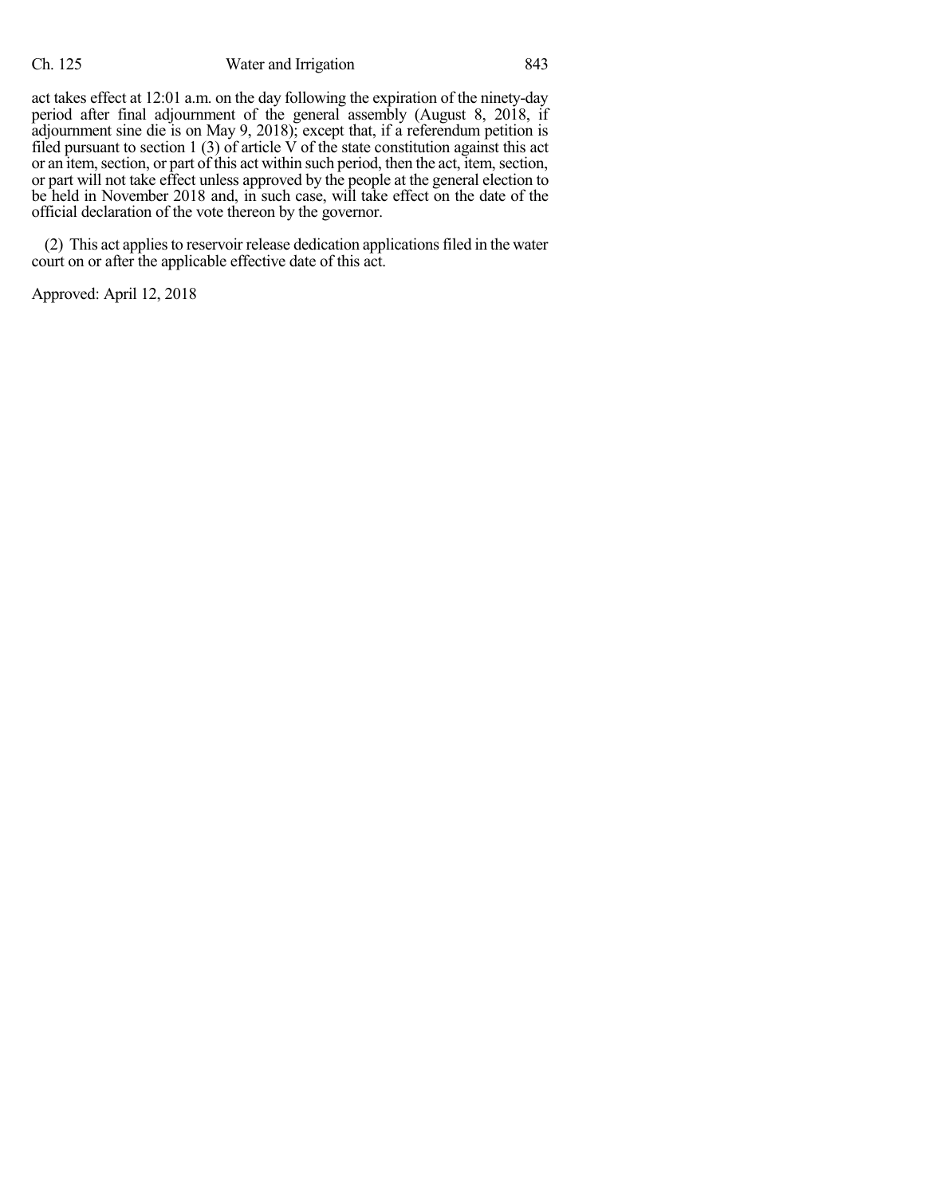act takes effect at 12:01 a.m. on the day following the expiration of the ninety-day period after final adjournment of the general assembly (August 8, 2018, if adjournment sine die is on May 9, 2018); except that, if a referendum petition is filed pursuant to section 1 (3) of article V of the state constitution against this act or an item, section, or part of this act within such period, then the act, item, section, or part will not take effect unless approved by the people at the general election to be held in November 2018 and, in such case, will take effect on the date of the official declaration of the vote thereon by the governor.

(2) This act applies to reservoir release dedication applications filed in the water court on or after the applicable effective date of this act.

Approved: April 12, 2018